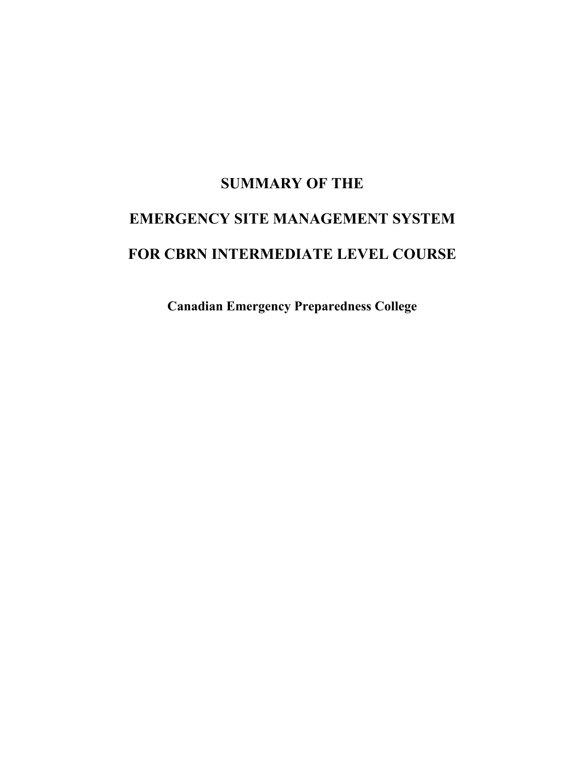# SUMMARY OF THE

# EMERGENCY SITE MANAGEMENT SYSTEM

# FOR CBRN INTERMEDIATE LEVEL COURSE

**Canadian Emergency Preparedness College**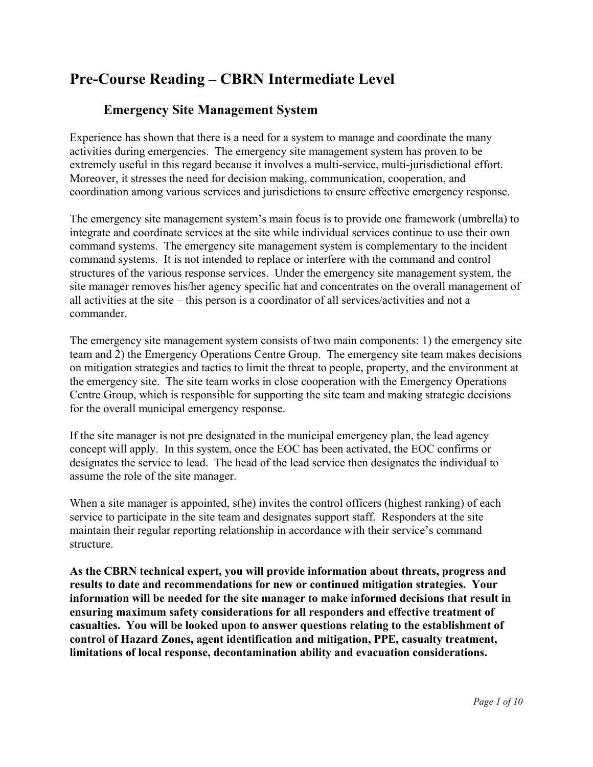# Pre-Course Reading – CBRN Intermediate Level

## Emergency Site Management System

Experience has shown that there is a need for a system to manage and coordinate the many activities during emergencies. The emergency site management system has proven to be extremely useful in this regard because it involves a multi-service, multi-jurisdictional effort. Moreover, it stresses the need for decision making, communication, cooperation, and coordination among various services and jurisdictions to ensure effective emergency response.

The emergency site management system's main focus is to provide one framework (umbrella) to integrate and coordinate services at the site while individual services continue to use their own command systems. The emergency site management system is complementary to the incident command systems. It is not intended to replace or interfere with the command and control structures of the various response services. Under the emergency site management system, the site manager removes his/her agency specific hat and concentrates on the overall management of all activities at the site – this person is a coordinator of all services/activities and not a commander.

The emergency site management system consists of two main components: 1) the emergency site team and 2) the Emergency Operations Centre Group. The emergency site team makes decisions on mitigation strategies and tactics to limit the threat to people, property, and the environment at the emergency site. The site team works in close cooperation with the Emergency Operations Centre Group, which is responsible for supporting the site team and making strategic decisions for the overall municipal emergency response.

If the site manager is not pre designated in the municipal emergency plan, the lead agency concept will apply. In this system, once the EOC has been activated, the EOC confirms or designates the service to lead. The head of the lead service then designates the individual to assume the role of the site manager.

When a site manager is appointed, s(he) invites the control officers (highest ranking) of each service to participate in the site team and designates support staff. Responders at the site maintain their regular reporting relationship in accordance with their service's command structure.

**As the CBRN technical expert, you will provide information about threats, progress and results to date and recommendations for new or continued mitigation strategies. Your information will be needed for the site manager to make informed decisions that result in ensuring maximum safety considerations for all responders and effective treatment of casualties. You will be looked upon to answer questions relating to the establishment of control of Hazard Zones, agent identification and mitigation, PPE, casualty treatment, limitations of local response, decontamination ability and evacuation considerations.**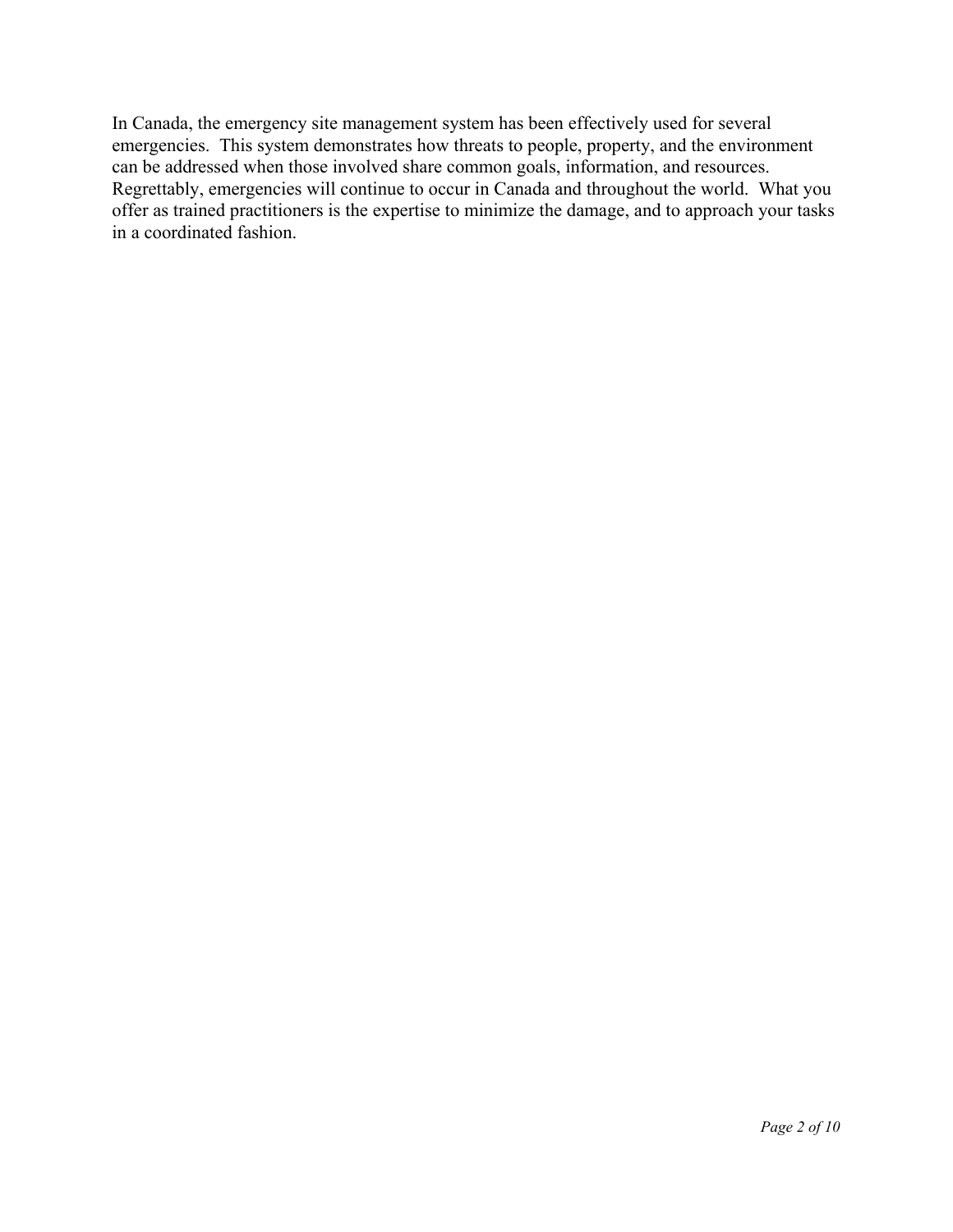In Canada, the emergency site management system has been effectively used for several emergencies. This system demonstrates how threats to people, property, and the environment can be addressed when those involved share common goals, information, and resources. Regrettably, emergencies will continue to occur in Canada and throughout the world. What you offer as trained practitioners is the expertise to minimize the damage, and to approach your tasks in a coordinated fashion.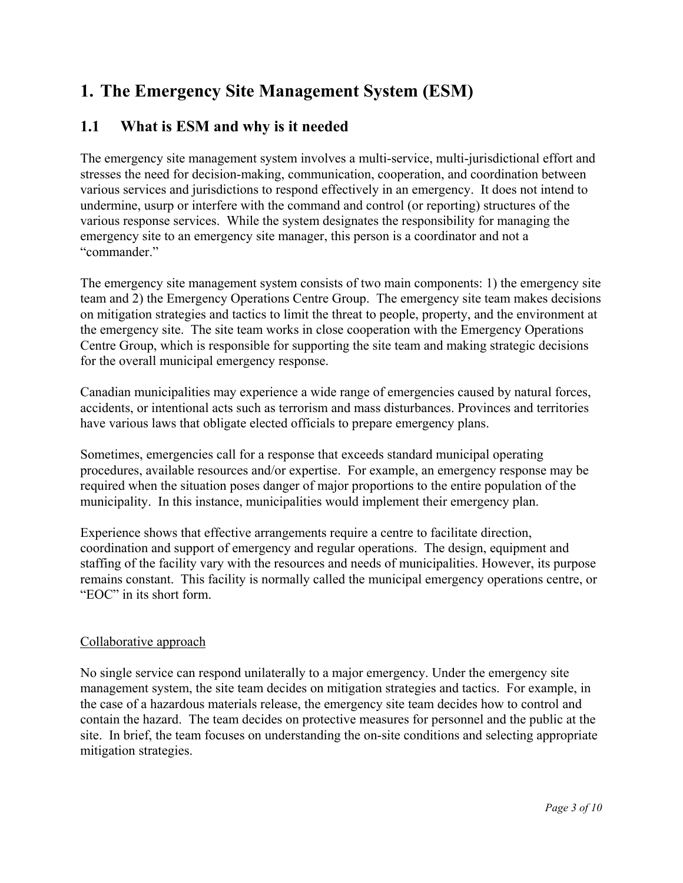# 1. The Emergency Site Management System (ESM)

## 1.1 What is ESM and why is it needed

The emergency site management system involves a multi-service, multi-jurisdictional effort and stresses the need for decision-making, communication, cooperation, and coordination between various services and jurisdictions to respond effectively in an emergency. It does not intend to undermine, usurp or interfere with the command and control (or reporting) structures of the various response services. While the system designates the responsibility for managing the emergency site to an emergency site manager, this person is a coordinator and not a "commander."

The emergency site management system consists of two main components: 1) the emergency site team and 2) the Emergency Operations Centre Group. The emergency site team makes decisions on mitigation strategies and tactics to limit the threat to people, property, and the environment at the emergency site. The site team works in close cooperation with the Emergency Operations Centre Group, which is responsible for supporting the site team and making strategic decisions for the overall municipal emergency response.

Canadian municipalities may experience a wide range of emergencies caused by natural forces, accidents, or intentional acts such as terrorism and mass disturbances. Provinces and territories have various laws that obligate elected officials to prepare emergency plans.

Sometimes, emergencies call for a response that exceeds standard municipal operating procedures, available resources and/or expertise. For example, an emergency response may be required when the situation poses danger of major proportions to the entire population of the municipality. In this instance, municipalities would implement their emergency plan.

Experience shows that effective arrangements require a centre to facilitate direction, coordination and support of emergency and regular operations. The design, equipment and staffing of the facility vary with the resources and needs of municipalities. However, its purpose remains constant. This facility is normally called the municipal emergency operations centre, or "EOC" in its short form.

<u>Collaborative approach</u>

No single service can respond unilaterally to a major emergency. Under the emergency site management system, the site team decides on mitigation strategies and tactics. For example, in the case of a hazardous materials release, the emergency site team decides how to control and contain the hazard. The team decides on protective measures for personnel and the public at the site. In brief, the team focuses on understanding the on-site conditions and selecting appropriate mitigation strategies.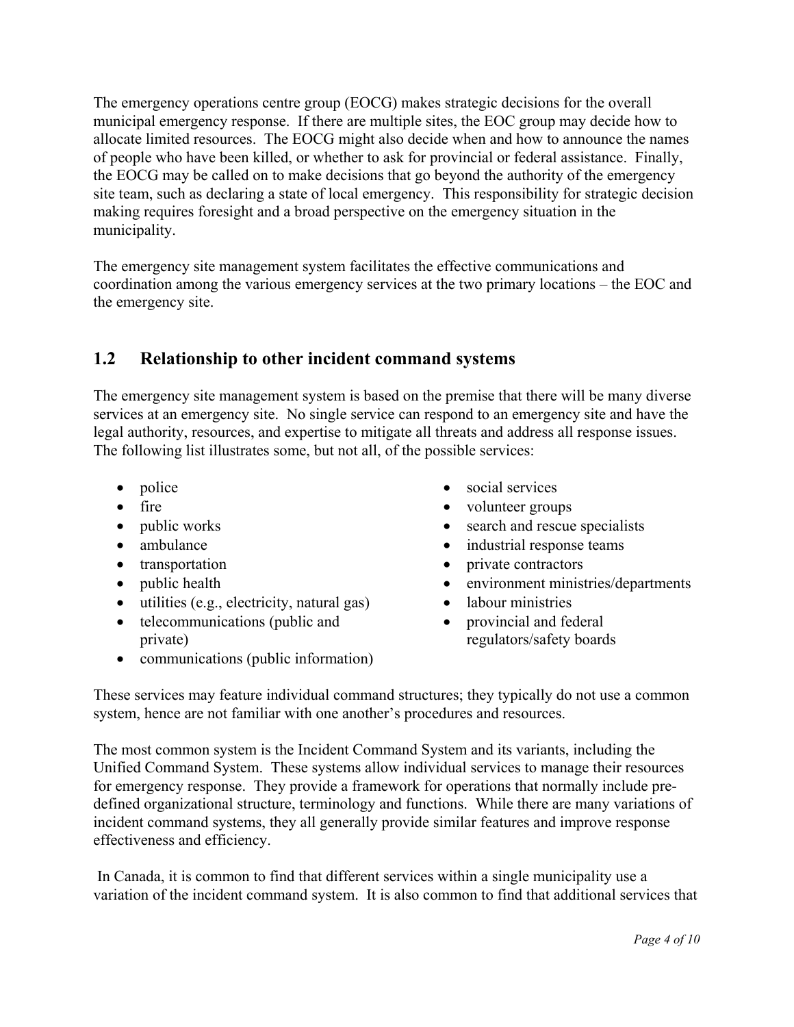The emergency operations centre group (EOCG) makes strategic decisions for the overall municipal emergency response. If there are multiple sites, the EOC group may decide how to allocate limited resources. The EOCG might also decide when and how to announce the names of people who have been killed, or whether to ask for provincial or federal assistance. Finally, the EOCG may be called on to make decisions that go beyond the authority of the emergency site team, such as declaring a state of local emergency. This responsibility for strategic decision making requires foresight and a broad perspective on the emergency situation in the municipality.

The emergency site management system facilitates the effective communications and coordination among the various emergency services at the two primary locations – the EOC and the emergency site.

## 1.2 Relationship to other incident command systems

The emergency site management system is based on the premise that there will be many diverse services at an emergency site. No single service can respond to an emergency site and have the legal authority, resources, and expertise to mitigate all threats and address all response issues. The following list illustrates some, but not all, of the possible services:

- police
- fire
- public works
- ambulance
- transportation
- public health
- utilities (e.g., electricity, natural gas)
- telecommunications (public and private)
- communications (public information)
- social services
- volunteer groups
- search and rescue specialists
- industrial response teams
- private contractors
- environment ministries/departments
- labour ministries
- provincial and federal regulators/safety boards

These services may feature individual command structures; they typically do not use a common system, hence are not familiar with one another's procedures and resources.

The most common system is the Incident Command System and its variants, including the Unified Command System. These systems allow individual services to manage their resources for emergency response. They provide a framework for operations that normally include pre-defined organizational structure, terminology and functions. While there are many variations of incident command systems, they all generally provide similar features and improve response effectiveness and efficiency.

In Canada, it is common to find that different services within a single municipality use a variation of the incident command system. It is also common to find that additional services that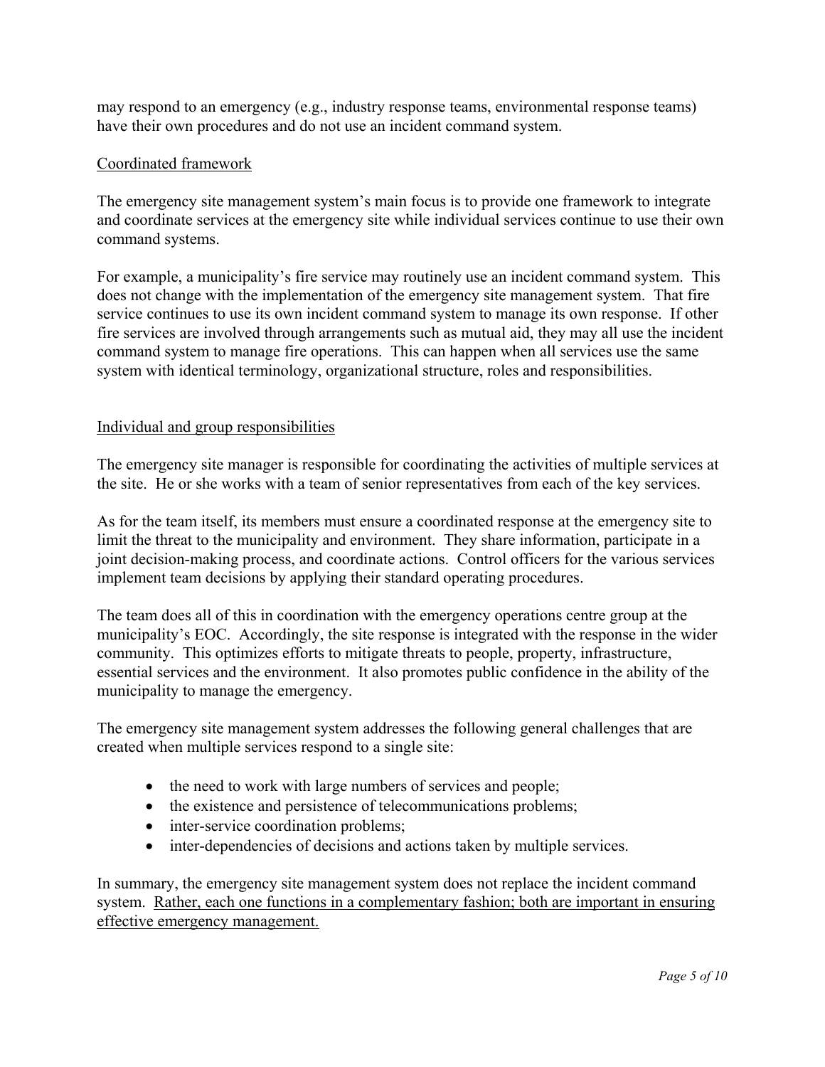may respond to an emergency (e.g., industry response teams, environmental response teams) have their own procedures and do not use an incident command system.

<u>Coordinated framework</u>

The emergency site management system's main focus is to provide one framework to integrate and coordinate services at the emergency site while individual services continue to use their own command systems.

For example, a municipality's fire service may routinely use an incident command system. This does not change with the implementation of the emergency site management system. That fire service continues to use its own incident command system to manage its own response. If other fire services are involved through arrangements such as mutual aid, they may all use the incident command system to manage fire operations. This can happen when all services use the same system with identical terminology, organizational structure, roles and responsibilities.

<u>Individual and group responsibilities</u>

The emergency site manager is responsible for coordinating the activities of multiple services at the site. He or she works with a team of senior representatives from each of the key services.

As for the team itself, its members must ensure a coordinated response at the emergency site to limit the threat to the municipality and environment. They share information, participate in a joint decision-making process, and coordinate actions. Control officers for the various services implement team decisions by applying their standard operating procedures.

The team does all of this in coordination with the emergency operations centre group at the municipality's EOC. Accordingly, the site response is integrated with the response in the wider community. This optimizes efforts to mitigate threats to people, property, infrastructure, essential services and the environment. It also promotes public confidence in the ability of the municipality to manage the emergency.

The emergency site management system addresses the following general challenges that are created when multiple services respond to a single site:

- the need to work with large numbers of services and people;
- the existence and persistence of telecommunications problems;
- inter-service coordination problems;
- inter-dependencies of decisions and actions taken by multiple services.

In summary, the emergency site management system does not replace the incident command system. <u>Rather, each one functions in a complementary fashion; both are important in ensuring effective emergency management.</u>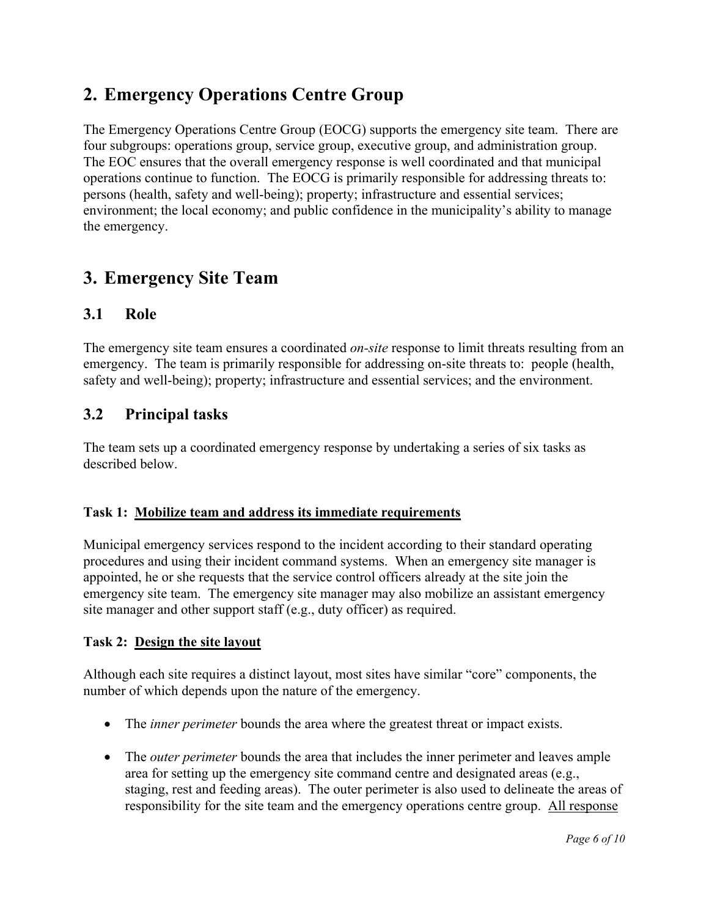## 2. Emergency Operations Centre Group

The Emergency Operations Centre Group (EOCG) supports the emergency site team. There are four subgroups: operations group, service group, executive group, and administration group. The EOC ensures that the overall emergency response is well coordinated and that municipal operations continue to function. The EOCG is primarily responsible for addressing threats to: persons (health, safety and well-being); property; infrastructure and essential services; environment; the local economy; and public confidence in the municipality's ability to manage the emergency.

## 3. Emergency Site Team

### 3.1 Role

The emergency site team ensures a coordinated *on-site* response to limit threats resulting from an emergency. The team is primarily responsible for addressing on-site threats to: people (health, safety and well-being); property; infrastructure and essential services; and the environment.

### 3.2 Principal tasks

The team sets up a coordinated emergency response by undertaking a series of six tasks as described below.

**Task 1: <u>Mobilize team and address its immediate requirements</u>**

Municipal emergency services respond to the incident according to their standard operating procedures and using their incident command systems. When an emergency site manager is appointed, he or she requests that the service control officers already at the site join the emergency site team. The emergency site manager may also mobilize an assistant emergency site manager and other support staff (e.g., duty officer) as required.

**Task 2: <u>Design the site layout</u>**

Although each site requires a distinct layout, most sites have similar "core" components, the number of which depends upon the nature of the emergency.

- The *inner perimeter* bounds the area where the greatest threat or impact exists.

- The *outer perimeter* bounds the area that includes the inner perimeter and leaves ample area for setting up the emergency site command centre and designated areas (e.g., staging, rest and feeding areas). The outer perimeter is also used to delineate the areas of responsibility for the site team and the emergency operations centre group. <u>All response</u>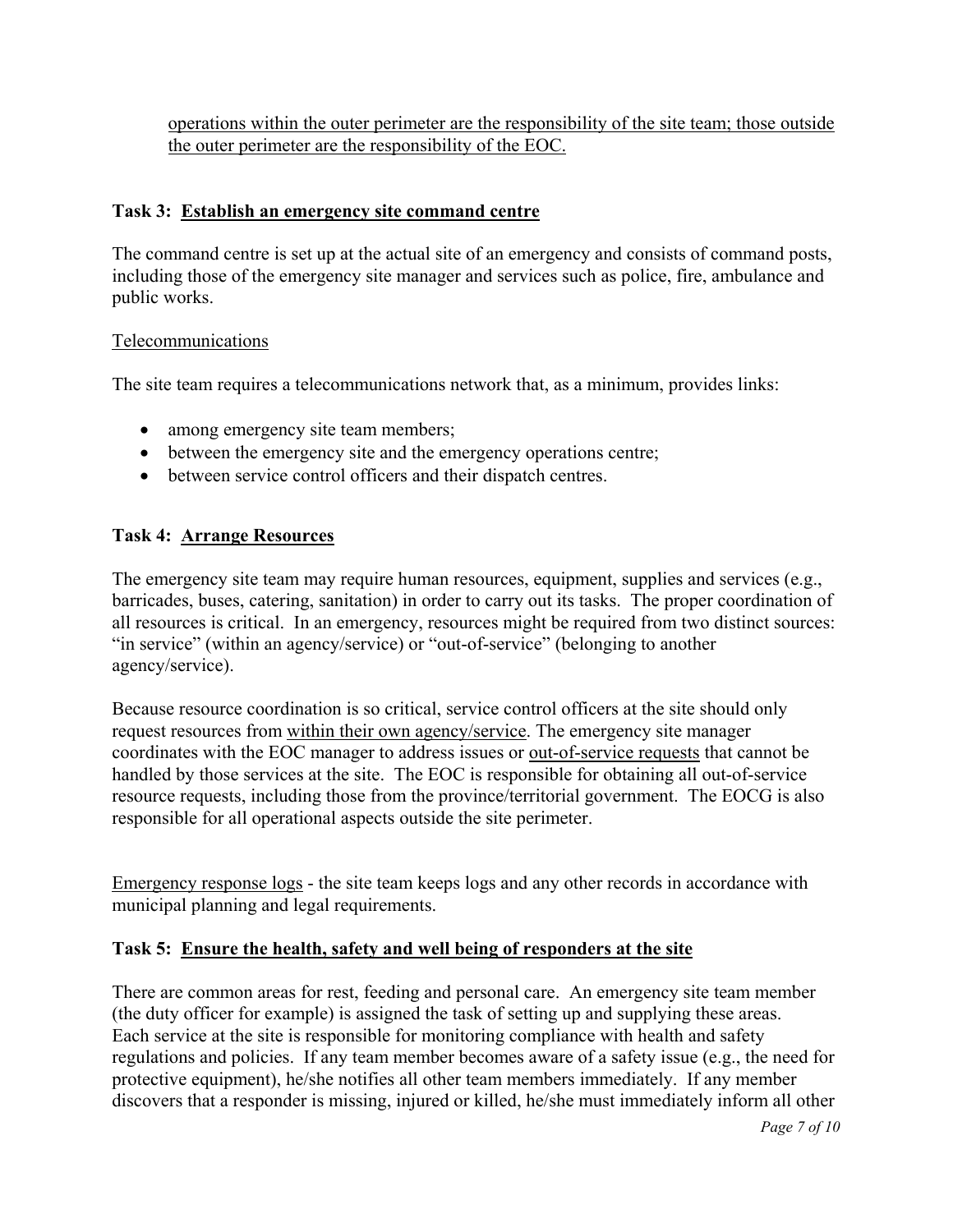operations within the outer perimeter are the responsibility of the site team; those outside the outer perimeter are the responsibility of the EOC.

### Task 3: Establish an emergency site command centre

The command centre is set up at the actual site of an emergency and consists of command posts, including those of the emergency site manager and services such as police, fire, ambulance and public works.

Telecommunications

The site team requires a telecommunications network that, as a minimum, provides links:

- among emergency site team members;
- between the emergency site and the emergency operations centre;
- between service control officers and their dispatch centres.

### Task 4: Arrange Resources

The emergency site team may require human resources, equipment, supplies and services (e.g., barricades, buses, catering, sanitation) in order to carry out its tasks. The proper coordination of all resources is critical. In an emergency, resources might be required from two distinct sources: "in service" (within an agency/service) or "out-of-service" (belonging to another agency/service).

Because resource coordination is so critical, service control officers at the site should only request resources from within their own agency/service. The emergency site manager coordinates with the EOC manager to address issues or out-of-service requests that cannot be handled by those services at the site. The EOC is responsible for obtaining all out-of-service resource requests, including those from the province/territorial government. The EOCG is also responsible for all operational aspects outside the site perimeter.

Emergency response logs - the site team keeps logs and any other records in accordance with municipal planning and legal requirements.

### Task 5: Ensure the health, safety and well being of responders at the site

There are common areas for rest, feeding and personal care. An emergency site team member (the duty officer for example) is assigned the task of setting up and supplying these areas. Each service at the site is responsible for monitoring compliance with health and safety regulations and policies. If any team member becomes aware of a safety issue (e.g., the need for protective equipment), he/she notifies all other team members immediately. If any member discovers that a responder is missing, injured or killed, he/she must immediately inform all other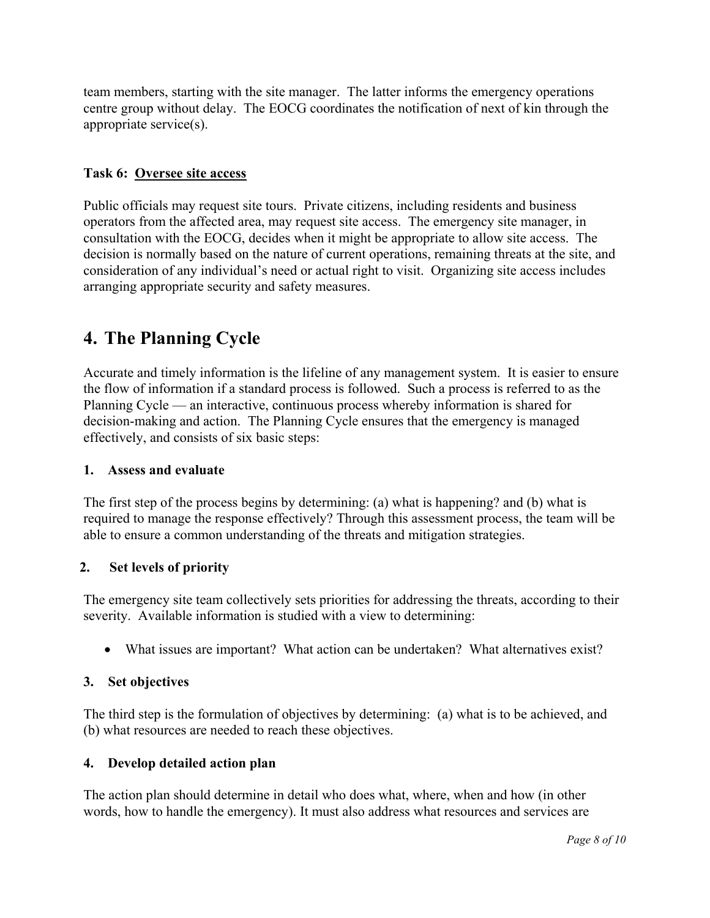team members, starting with the site manager. The latter informs the emergency operations centre group without delay. The EOCG coordinates the notification of next of kin through the appropriate service(s).

**Task 6: Oversee site access**

Public officials may request site tours. Private citizens, including residents and business operators from the affected area, may request site access. The emergency site manager, in consultation with the EOCG, decides when it might be appropriate to allow site access. The decision is normally based on the nature of current operations, remaining threats at the site, and consideration of any individual's need or actual right to visit. Organizing site access includes arranging appropriate security and safety measures.

# 4. The Planning Cycle

Accurate and timely information is the lifeline of any management system. It is easier to ensure the flow of information if a standard process is followed. Such a process is referred to as the Planning Cycle — an interactive, continuous process whereby information is shared for decision-making and action. The Planning Cycle ensures that the emergency is managed effectively, and consists of six basic steps:

**1. Assess and evaluate**

The first step of the process begins by determining: (a) what is happening? and (b) what is required to manage the response effectively? Through this assessment process, the team will be able to ensure a common understanding of the threats and mitigation strategies.

**2. Set levels of priority**

The emergency site team collectively sets priorities for addressing the threats, according to their severity. Available information is studied with a view to determining:

- What issues are important? What action can be undertaken? What alternatives exist?

**3. Set objectives**

The third step is the formulation of objectives by determining: (a) what is to be achieved, and (b) what resources are needed to reach these objectives.

**4. Develop detailed action plan**

The action plan should determine in detail who does what, where, when and how (in other words, how to handle the emergency). It must also address what resources and services are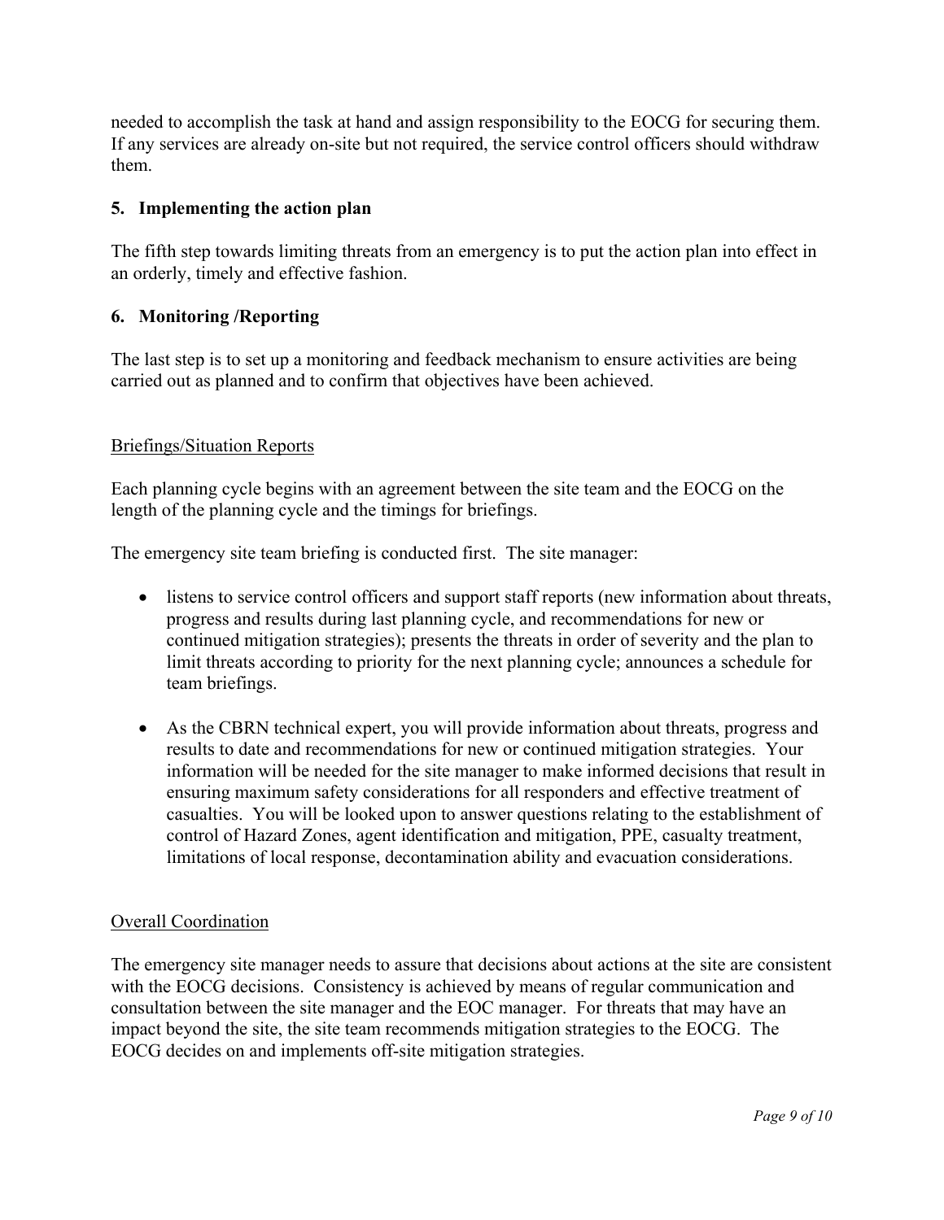needed to accomplish the task at hand and assign responsibility to the EOCG for securing them. If any services are already on-site but not required, the service control officers should withdraw them.

### 5. Implementing the action plan

The fifth step towards limiting threats from an emergency is to put the action plan into effect in an orderly, timely and effective fashion.

### 6. Monitoring /Reporting

The last step is to set up a monitoring and feedback mechanism to ensure activities are being carried out as planned and to confirm that objectives have been achieved.

<u>Briefings/Situation Reports</u>

Each planning cycle begins with an agreement between the site team and the EOCG on the length of the planning cycle and the timings for briefings.

The emergency site team briefing is conducted first. The site manager:

- listens to service control officers and support staff reports (new information about threats, progress and results during last planning cycle, and recommendations for new or continued mitigation strategies); presents the threats in order of severity and the plan to limit threats according to priority for the next planning cycle; announces a schedule for team briefings.
- As the CBRN technical expert, you will provide information about threats, progress and results to date and recommendations for new or continued mitigation strategies. Your information will be needed for the site manager to make informed decisions that result in ensuring maximum safety considerations for all responders and effective treatment of casualties. You will be looked upon to answer questions relating to the establishment of control of Hazard Zones, agent identification and mitigation, PPE, casualty treatment, limitations of local response, decontamination ability and evacuation considerations.

<u>Overall Coordination</u>

The emergency site manager needs to assure that decisions about actions at the site are consistent with the EOCG decisions. Consistency is achieved by means of regular communication and consultation between the site manager and the EOC manager. For threats that may have an impact beyond the site, the site team recommends mitigation strategies to the EOCG. The EOCG decides on and implements off-site mitigation strategies.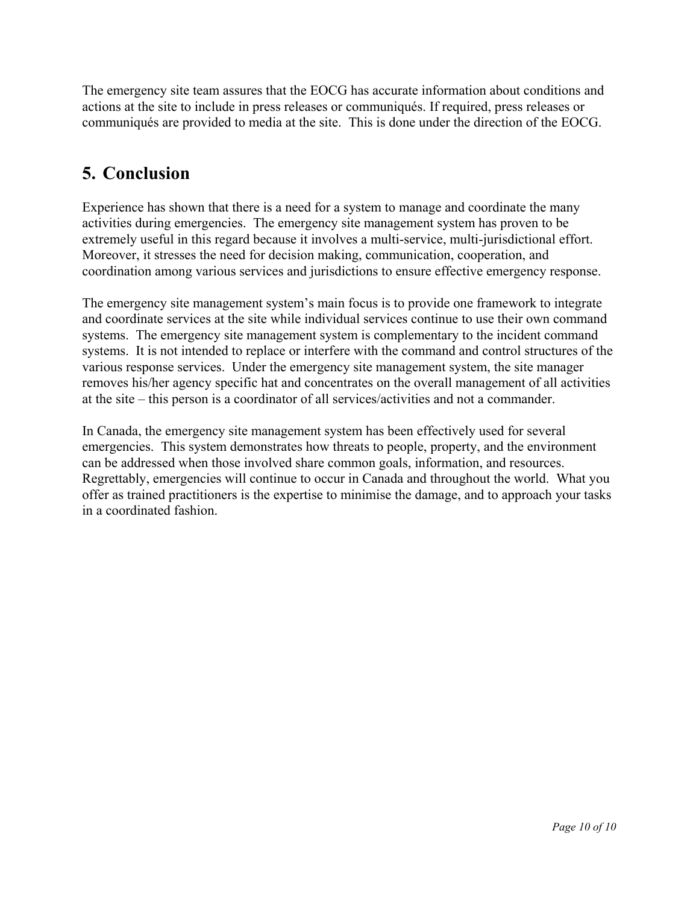The emergency site team assures that the EOCG has accurate information about conditions and actions at the site to include in press releases or communiqués. If required, press releases or communiqués are provided to media at the site. This is done under the direction of the EOCG.

## 5. Conclusion

Experience has shown that there is a need for a system to manage and coordinate the many activities during emergencies. The emergency site management system has proven to be extremely useful in this regard because it involves a multi-service, multi-jurisdictional effort. Moreover, it stresses the need for decision making, communication, cooperation, and coordination among various services and jurisdictions to ensure effective emergency response.

The emergency site management system's main focus is to provide one framework to integrate and coordinate services at the site while individual services continue to use their own command systems. The emergency site management system is complementary to the incident command systems. It is not intended to replace or interfere with the command and control structures of the various response services. Under the emergency site management system, the site manager removes his/her agency specific hat and concentrates on the overall management of all activities at the site – this person is a coordinator of all services/activities and not a commander.

In Canada, the emergency site management system has been effectively used for several emergencies. This system demonstrates how threats to people, property, and the environment can be addressed when those involved share common goals, information, and resources. Regrettably, emergencies will continue to occur in Canada and throughout the world. What you offer as trained practitioners is the expertise to minimise the damage, and to approach your tasks in a coordinated fashion.